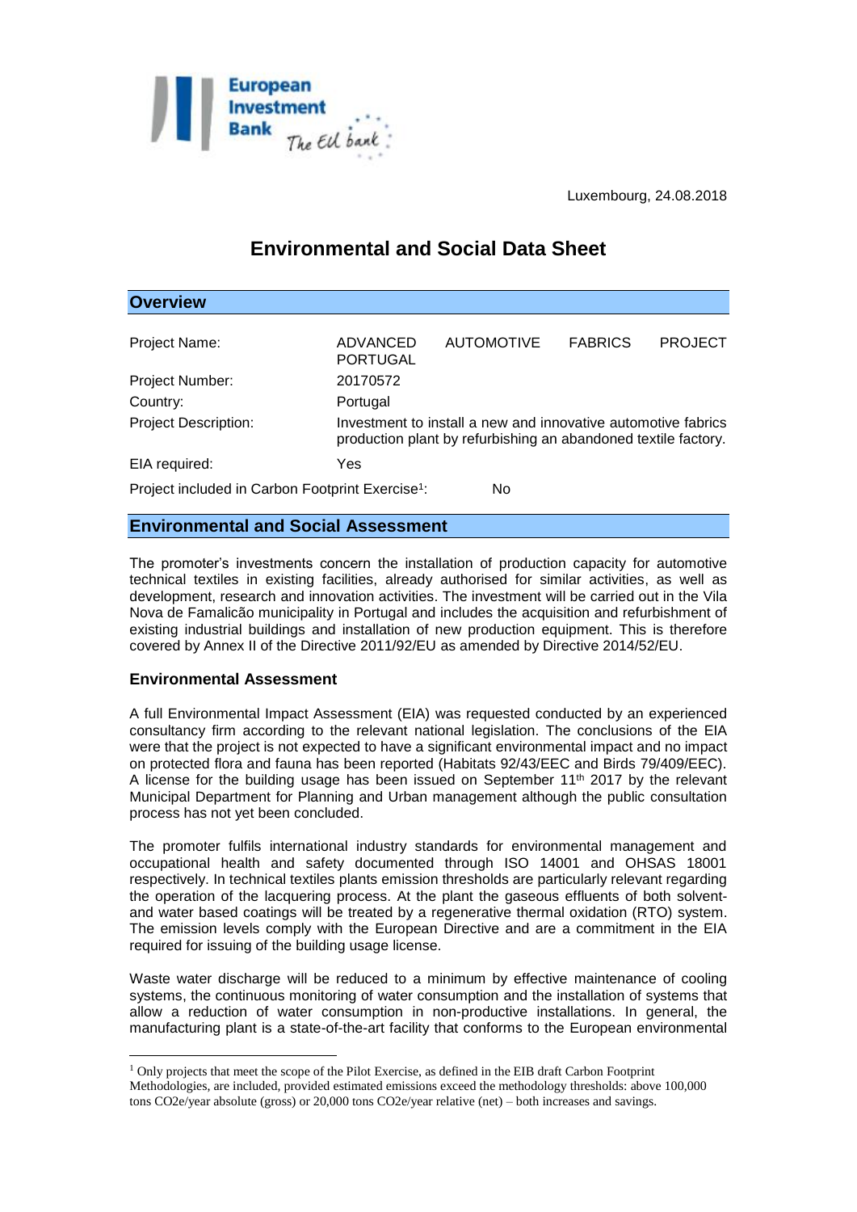Luxembourg, 24.08.2018

# Environmental and Social Data Sheet

## Overview

| | |
|---|---|
| Project Name: | ADVANCED AUTOMOTIVE FABRICS PROJECT PORTUGAL |
| Project Number: | 20170572 |
| Country: | Portugal |
| Project Description: | Investment to install a new and innovative automotive fabrics production plant by refurbishing an abandoned textile factory. |
| EIA required: | Yes |
| Project included in Carbon Footprint Exercise[1]: | No |

## Environmental and Social Assessment

The promoter's investments concern the installation of production capacity for automotive technical textiles in existing facilities, already authorised for similar activities, as well as development, research and innovation activities. The investment will be carried out in the Vila Nova de Famalicão municipality in Portugal and includes the acquisition and refurbishment of existing industrial buildings and installation of new production equipment. This is therefore covered by Annex II of the Directive 2011/92/EU as amended by Directive 2014/52/EU.

### Environmental Assessment

A full Environmental Impact Assessment (EIA) was requested conducted by an experienced consultancy firm according to the relevant national legislation. The conclusions of the EIA were that the project is not expected to have a significant environmental impact and no impact on protected flora and fauna has been reported (Habitats 92/43/EEC and Birds 79/409/EEC). A license for the building usage has been issued on September 11[th] 2017 by the relevant Municipal Department for Planning and Urban management although the public consultation process has not yet been concluded.

The promoter fulfils international industry standards for environmental management and occupational health and safety documented through ISO 14001 and OHSAS 18001 respectively. In technical textiles plants emission thresholds are particularly relevant regarding the operation of the lacquering process. At the plant the gaseous effluents of both solvent- and water based coatings will be treated by a regenerative thermal oxidation (RTO) system. The emission levels comply with the European Directive and are a commitment in the EIA required for issuing of the building usage license.

Waste water discharge will be reduced to a minimum by effective maintenance of cooling systems, the continuous monitoring of water consumption and the installation of systems that allow a reduction of water consumption in non-productive installations. In general, the manufacturing plant is a state-of-the-art facility that conforms to the European environmental

[1] Only projects that meet the scope of the Pilot Exercise, as defined in the EIB draft Carbon Footprint Methodologies, are included, provided estimated emissions exceed the methodology thresholds: above 100,000 tons CO2e/year absolute (gross) or 20,000 tons CO2e/year relative (net) – both increases and savings.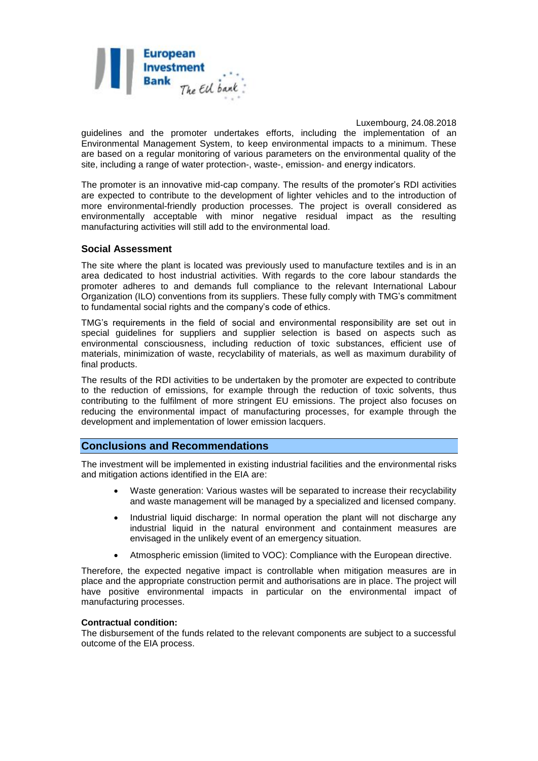guidelines and the promoter undertakes efforts, including the implementation of an Environmental Management System, to keep environmental impacts to a minimum. These are based on a regular monitoring of various parameters on the environmental quality of the site, including a range of water protection-, waste-, emission- and energy indicators.

The promoter is an innovative mid-cap company. The results of the promoter's RDI activities are expected to contribute to the development of lighter vehicles and to the introduction of more environmental-friendly production processes. The project is overall considered as environmentally acceptable with minor negative residual impact as the resulting manufacturing activities will still add to the environmental load.

### Social Assessment

The site where the plant is located was previously used to manufacture textiles and is in an area dedicated to host industrial activities. With regards to the core labour standards the promoter adheres to and demands full compliance to the relevant International Labour Organization (ILO) conventions from its suppliers. These fully comply with TMG's commitment to fundamental social rights and the company's code of ethics.

TMG's requirements in the field of social and environmental responsibility are set out in special guidelines for suppliers and supplier selection is based on aspects such as environmental consciousness, including reduction of toxic substances, efficient use of materials, minimization of waste, recyclability of materials, as well as maximum durability of final products.

The results of the RDI activities to be undertaken by the promoter are expected to contribute to the reduction of emissions, for example through the reduction of toxic solvents, thus contributing to the fulfilment of more stringent EU emissions. The project also focuses on reducing the environmental impact of manufacturing processes, for example through the development and implementation of lower emission lacquers.

## Conclusions and Recommendations

The investment will be implemented in existing industrial facilities and the environmental risks and mitigation actions identified in the EIA are:

- Waste generation: Various wastes will be separated to increase their recyclability and waste management will be managed by a specialized and licensed company.
- Industrial liquid discharge: In normal operation the plant will not discharge any industrial liquid in the natural environment and containment measures are envisaged in the unlikely event of an emergency situation.
- Atmospheric emission (limited to VOC): Compliance with the European directive.

Therefore, the expected negative impact is controllable when mitigation measures are in place and the appropriate construction permit and authorisations are in place. The project will have positive environmental impacts in particular on the environmental impact of manufacturing processes.

**Contractual condition:**
The disbursement of the funds related to the relevant components are subject to a successful outcome of the EIA process.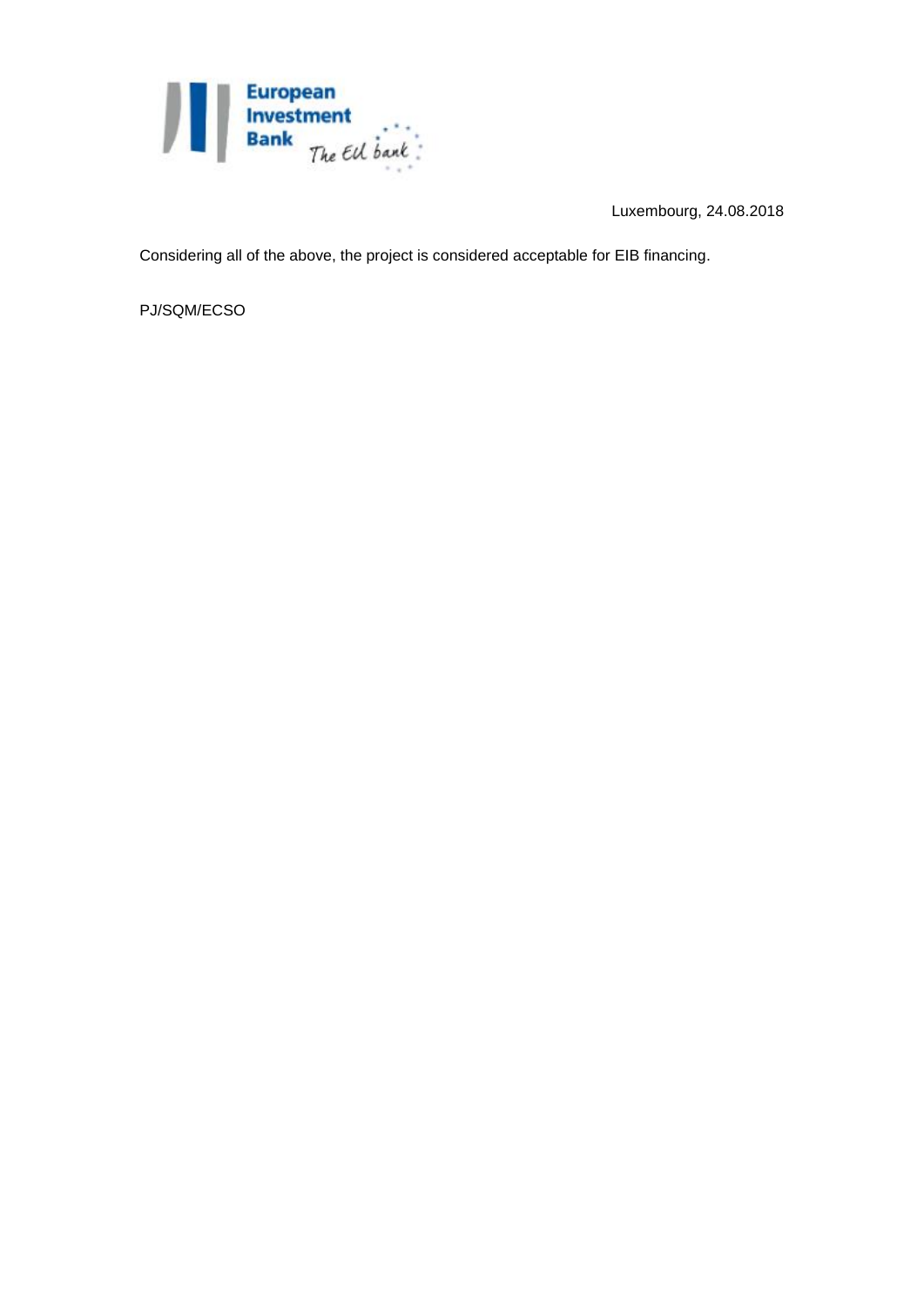Luxembourg, 24.08.2018

Considering all of the above, the project is considered acceptable for EIB financing.

PJ/SQM/ECSO